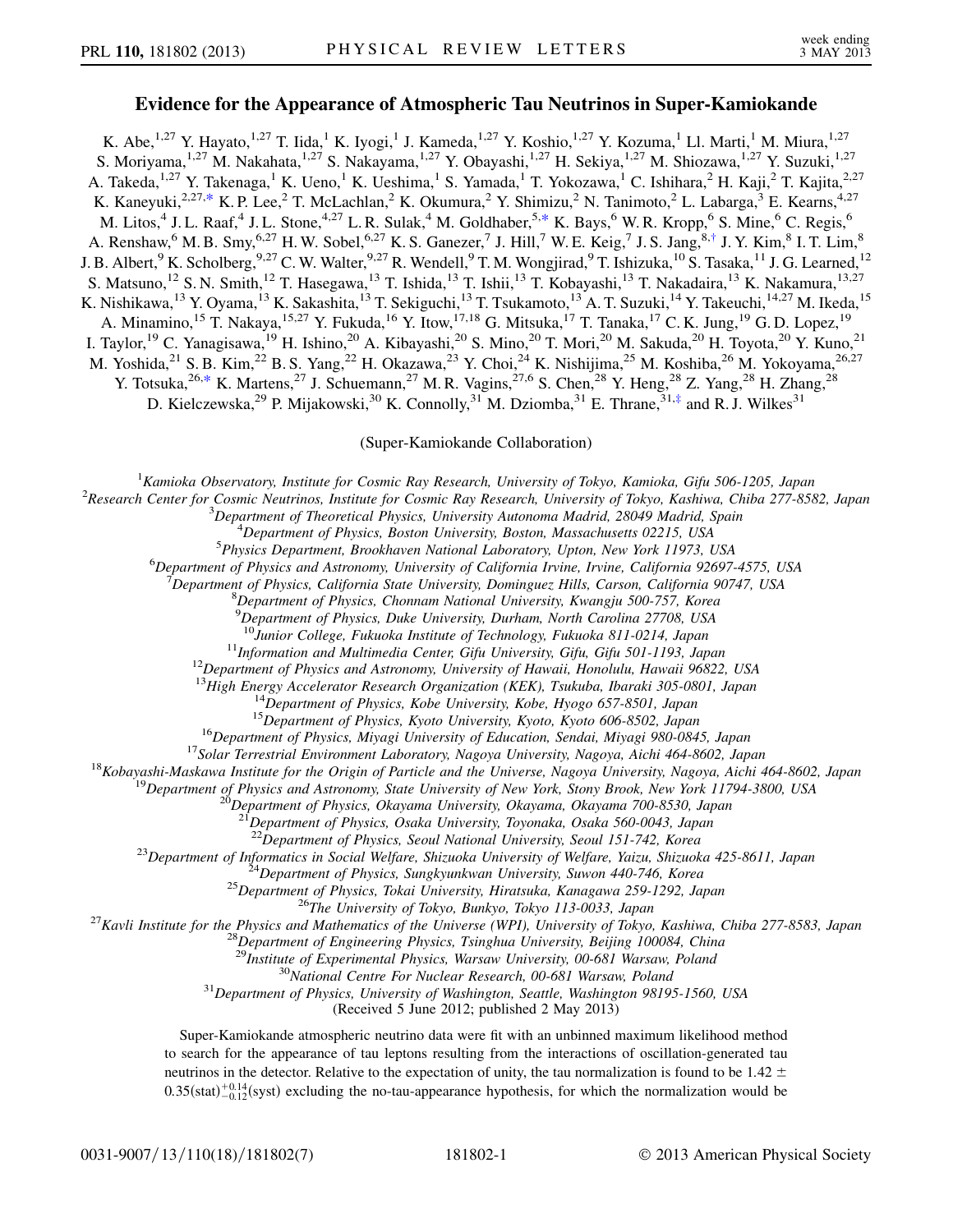# Evidence for the Appearance of Atmospheric Tau Neutrinos in Super-Kamiokande

K. Abe,[1,27] Y. Hayato,[1,27] T. Iida,[1] K. Iyogi,[1] J. Kameda,[1,27] Y. Koshio,[1,27] Y. Kozuma,[1] Ll. Marti,[1] M. Miura,[1,27] S. Moriyama,[1,27] M. Nakahata,[1,27] S. Nakayama,[1,27] Y. Obayashi,[1,27] H. Sekiya,[1,27] M. Shiozawa,[1,27] Y. Suzuki,[1,27] A. Takeda,[1,27] Y. Takenaga,[1] K. Ueno,[1] K. Ueshima,[1] S. Yamada,[1] T. Yokozawa,[1] C. Ishihara,[2] H. Kaji,[2] T. Kajita,[2,27] K. Kaneyuki,[2,27,*] K. P. Lee,[2] T. McLachlan,[2] K. Okumura,[2] Y. Shimizu,[2] N. Tanimoto,[2] L. Labarga,[3] E. Kearns,[4,27] M. Litos,[4] J. L. Raaf,[4] J. L. Stone,[4,27] L. R. Sulak,[4] M. Goldhaber,[5,*] K. Bays,[6] W. R. Kropp,[6] S. Mine,[6] C. Regis,[6] A. Renshaw,[6] M. B. Smy,[6,27] H. W. Sobel,[6,27] K. S. Ganezer,[7] J. Hill,[7] W. E. Keig,[7] J. S. Jang,[8,†] J. Y. Kim,[8] I. T. Lim,[8] J. B. Albert,[9] K. Scholberg,[9,27] C. W. Walter,[9,27] R. Wendell,[9] T. M. Wongjirad,[9] T. Ishizuka,[10] S. Tasaka,[11] J. G. Learned,[12] S. Matsuno,[12] S. N. Smith,[12] T. Hasegawa,[13] T. Ishida,[13] T. Ishii,[13] T. Kobayashi,[13] T. Nakadaira,[13] K. Nakamura,[13,27] K. Nishikawa,[13] Y. Oyama,[13] K. Sakashita,[13] T. Sekiguchi,[13] T. Tsukamoto,[13] A. T. Suzuki,[14] Y. Takeuchi,[14,27] M. Ikeda,[15] A. Minamino,[15] T. Nakaya,[15,27] Y. Fukuda,[16] Y. Itow,[17,18] G. Mitsuka,[17] T. Tanaka,[17] C. K. Jung,[19] G. D. Lopez,[19] I. Taylor,[19] C. Yanagisawa,[19] H. Ishino,[20] A. Kibayashi,[20] S. Mino,[20] T. Mori,[20] M. Sakuda,[20] H. Toyota,[20] Y. Kuno,[21] M. Yoshida,[21] S. B. Kim,[22] B. S. Yang,[22] H. Okazawa,[23] Y. Choi,[24] K. Nishijima,[25] M. Koshiba,[26] M. Yokoyama,[26,27] Y. Totsuka,[26,*] K. Martens,[27] J. Schuemann,[27] M. R. Vagins,[27,6] S. Chen,[28] Y. Heng,[28] Z. Yang,[28] H. Zhang,[28] D. Kielczewska,[29] P. Mijakowski,[30] K. Connolly,[31] M. Dziomba,[31] E. Thrane,[31,‡] and R. J. Wilkes[31]

(Super-Kamiokande Collaboration)

[1]*Kamioka Observatory, Institute for Cosmic Ray Research, University of Tokyo, Kamioka, Gifu 506-1205, Japan*
[2]*Research Center for Cosmic Neutrinos, Institute for Cosmic Ray Research, University of Tokyo, Kashiwa, Chiba 277-8582, Japan*
[3]*Department of Theoretical Physics, University Autonoma Madrid, 28049 Madrid, Spain*
[4]*Department of Physics, Boston University, Boston, Massachusetts 02215, USA*
[5]*Physics Department, Brookhaven National Laboratory, Upton, New York 11973, USA*
[6]*Department of Physics and Astronomy, University of California Irvine, Irvine, California 92697-4575, USA*
[7]*Department of Physics, California State University, Dominguez Hills, Carson, California 90747, USA*
[8]*Department of Physics, Chonnam National University, Kwangju 500-757, Korea*
[9]*Department of Physics, Duke University, Durham, North Carolina 27708, USA*
[10]*Junior College, Fukuoka Institute of Technology, Fukuoka 811-0214, Japan*
[11]*Information and Multimedia Center, Gifu University, Gifu, Gifu 501-1193, Japan*
[12]*Department of Physics and Astronomy, University of Hawaii, Honolulu, Hawaii 96822, USA*
[13]*High Energy Accelerator Research Organization (KEK), Tsukuba, Ibaraki 305-0801, Japan*
[14]*Department of Physics, Kobe University, Kobe, Hyogo 657-8501, Japan*
[15]*Department of Physics, Kyoto University, Kyoto, Kyoto 606-8502, Japan*
[16]*Department of Physics, Miyagi University of Education, Sendai, Miyagi 980-0845, Japan*
[17]*Solar Terrestrial Environment Laboratory, Nagoya University, Nagoya, Aichi 464-8602, Japan*
[18]*Kobayashi-Maskawa Institute for the Origin of Particle and the Universe, Nagoya University, Nagoya, Aichi 464-8602, Japan*
[19]*Department of Physics and Astronomy, State University of New York, Stony Brook, New York 11794-3800, USA*
[20]*Department of Physics, Okayama University, Okayama, Okayama 700-8530, Japan*
[21]*Department of Physics, Osaka University, Toyonaka, Osaka 560-0043, Japan*
[22]*Department of Physics, Seoul National University, Seoul 151-742, Korea*
[23]*Department of Informatics in Social Welfare, Shizuoka University of Welfare, Yaizu, Shizuoka 425-8611, Japan*
[24]*Department of Physics, Sungkyunkwan University, Suwon 440-746, Korea*
[25]*Department of Physics, Tokai University, Hiratsuka, Kanagawa 259-1292, Japan*
[26]*The University of Tokyo, Bunkyo, Tokyo 113-0033, Japan*
[27]*Kavli Institute for the Physics and Mathematics of the Universe (WPI), University of Tokyo, Kashiwa, Chiba 277-8583, Japan*
[28]*Department of Engineering Physics, Tsinghua University, Beijing 100084, China*
[29]*Institute of Experimental Physics, Warsaw University, 00-681 Warsaw, Poland*
[30]*National Centre For Nuclear Research, 00-681 Warsaw, Poland*
[31]*Department of Physics, University of Washington, Seattle, Washington 98195-1560, USA*

(Received 5 June 2012; published 2 May 2013)

Super-Kamiokande atmospheric neutrino data were fit with an unbinned maximum likelihood method to search for the appearance of tau leptons resulting from the interactions of oscillation-generated tau neutrinos in the detector. Relative to the expectation of unity, the tau normalization is found to be $1.42 \pm 0.35(\text{stat})^{+0.14}_{-0.12}(\text{syst})$ excluding the no-tau-appearance hypothesis, for which the normalization would be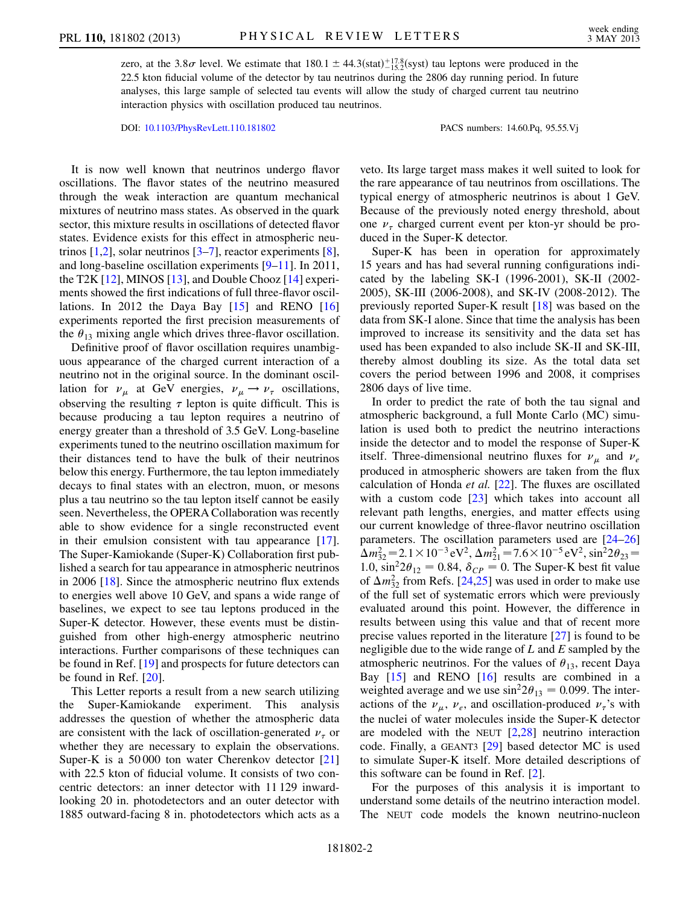zero, at the 3.8$\sigma$ level. We estimate that $180.1 \pm 44.3(\text{stat})^{+17.8}_{-15.2}(\text{syst})$ tau leptons were produced in the 22.5 kton fiducial volume of the detector by tau neutrinos during the 2806 day running period. In future analyses, this large sample of selected tau events will allow the study of charged current tau neutrino interaction physics with oscillation produced tau neutrinos.

DOI: 10.1103/PhysRevLett.110.181802 PACS numbers: 14.60.Pq, 95.55.Vj

It is now well known that neutrinos undergo flavor oscillations. The flavor states of the neutrino measured through the weak interaction are quantum mechanical mixtures of neutrino mass states. As observed in the quark sector, this mixture results in oscillations of detected flavor states. Evidence exists for this effect in atmospheric neutrinos [1,2], solar neutrinos [3–7], reactor experiments [8], and long-baseline oscillation experiments [9–11]. In 2011, the T2K [12], MINOS [13], and Double Chooz [14] experiments showed the first indications of full three-flavor oscillations. In 2012 the Daya Bay [15] and RENO [16] experiments reported the first precision measurements of the $\theta_{13}$ mixing angle which drives three-flavor oscillation.

Definitive proof of flavor oscillation requires unambiguous appearance of the charged current interaction of a neutrino not in the original source. In the dominant oscillation for $\nu_\mu$ at GeV energies, $\nu_\mu \to \nu_\tau$ oscillations, observing the resulting $\tau$ lepton is quite difficult. This is because producing a tau lepton requires a neutrino of energy greater than a threshold of 3.5 GeV. Long-baseline experiments tuned to the neutrino oscillation maximum for their distances tend to have the bulk of their neutrinos below this energy. Furthermore, the tau lepton immediately decays to final states with an electron, muon, or mesons plus a tau neutrino so the tau lepton itself cannot be easily seen. Nevertheless, the OPERA Collaboration was recently able to show evidence for a single reconstructed event in their emulsion consistent with tau appearance [17]. The Super-Kamiokande (Super-K) Collaboration first published a search for tau appearance in atmospheric neutrinos in 2006 [18]. Since the atmospheric neutrino flux extends to energies well above 10 GeV, and spans a wide range of baselines, we expect to see tau leptons produced in the Super-K detector. However, these events must be distinguished from other high-energy atmospheric neutrino interactions. Further comparisons of these techniques can be found in Ref. [19] and prospects for future detectors can be found in Ref. [20].

This Letter reports a result from a new search utilizing the Super-Kamiokande experiment. This analysis addresses the question of whether the atmospheric data are consistent with the lack of oscillation-generated $\nu_\tau$ or whether they are necessary to explain the observations. Super-K is a 50 000 ton water Cherenkov detector [21] with 22.5 kton of fiducial volume. It consists of two concentric detectors: an inner detector with 11 129 inward-looking 20 in. photodetectors and an outer detector with 1885 outward-facing 8 in. photodetectors which acts as a veto. Its large target mass makes it well suited to look for the rare appearance of tau neutrinos from oscillations. The typical energy of atmospheric neutrinos is about 1 GeV. Because of the previously noted energy threshold, about one $\nu_\tau$ charged current event per kton-yr should be produced in the Super-K detector.

Super-K has been in operation for approximately 15 years and has had several running configurations indicated by the labeling SK-I (1996-2001), SK-II (2002-2005), SK-III (2006-2008), and SK-IV (2008-2012). The previously reported Super-K result [18] was based on the data from SK-I alone. Since that time the analysis has been improved to increase its sensitivity and the data set has used has been expanded to also include SK-II and SK-III, thereby almost doubling its size. As the total data set covers the period between 1996 and 2008, it comprises 2806 days of live time.

In order to predict the rate of both the tau signal and atmospheric background, a full Monte Carlo (MC) simulation is used both to predict the neutrino interactions inside the detector and to model the response of Super-K itself. Three-dimensional neutrino fluxes for $\nu_\mu$ and $\nu_e$ produced in atmospheric showers are taken from the flux calculation of Honda *et al.* [22]. The fluxes are oscillated with a custom code [23] which takes into account all relevant path lengths, energies, and matter effects using our current knowledge of three-flavor neutrino oscillation parameters. The oscillation parameters used are [24–26] $\Delta m^2_{32} = 2.1 \times 10^{-3}\,\text{eV}^2$, $\Delta m^2_{21} = 7.6 \times 10^{-5}\,\text{eV}^2$, $\sin^2 2\theta_{23} = 1.0$, $\sin^2 2\theta_{12} = 0.84$, $\delta_{CP} = 0$. The Super-K best fit value of $\Delta m^2_{32}$ from Refs. [24,25] was used in order to make use of the full set of systematic errors which were previously evaluated around this point. However, the difference in results between using this value and that of recent more precise values reported in the literature [27] is found to be negligible due to the wide range of $L$ and $E$ sampled by the atmospheric neutrinos. For the values of $\theta_{13}$, recent Daya Bay [15] and RENO [16] results are combined in a weighted average and we use $\sin^2 2\theta_{13} = 0.099$. The interactions of the $\nu_\mu$, $\nu_e$, and oscillation-produced $\nu_\tau$'s with the nuclei of water molecules inside the Super-K detector are modeled with the NEUT [2,28] neutrino interaction code. Finally, a GEANT3 [29] based detector MC is used to simulate Super-K itself. More detailed descriptions of this software can be found in Ref. [2].

For the purposes of this analysis it is important to understand some details of the neutrino interaction model. The NEUT code models the known neutrino-nucleon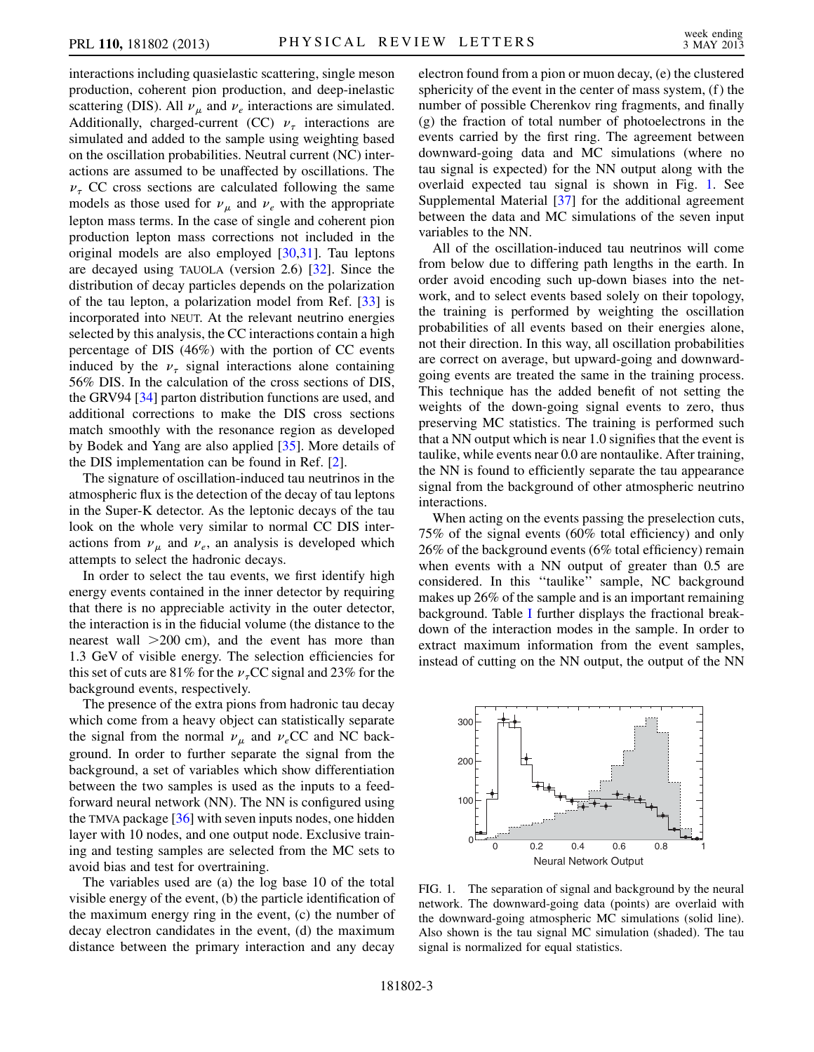interactions including quasielastic scattering, single meson production, coherent pion production, and deep-inelastic scattering (DIS). All $\nu_\mu$ and $\nu_e$ interactions are simulated. Additionally, charged-current (CC) $\nu_\tau$ interactions are simulated and added to the sample using weighting based on the oscillation probabilities. Neutral current (NC) interactions are assumed to be unaffected by oscillations. The $\nu_\tau$ CC cross sections are calculated following the same models as those used for $\nu_\mu$ and $\nu_e$ with the appropriate lepton mass terms. In the case of single and coherent pion production lepton mass corrections not included in the original models are also employed [30,31]. Tau leptons are decayed using TAUOLA (version 2.6) [32]. Since the distribution of decay particles depends on the polarization of the tau lepton, a polarization model from Ref. [33] is incorporated into NEUT. At the relevant neutrino energies selected by this analysis, the CC interactions contain a high percentage of DIS (46%) with the portion of CC events induced by the $\nu_\tau$ signal interactions alone containing 56% DIS. In the calculation of the cross sections of DIS, the GRV94 [34] parton distribution functions are used, and additional corrections to make the DIS cross sections match smoothly with the resonance region as developed by Bodek and Yang are also applied [35]. More details of the DIS implementation can be found in Ref. [2].

The signature of oscillation-induced tau neutrinos in the atmospheric flux is the detection of the decay of tau leptons in the Super-K detector. As the leptonic decays of the tau look on the whole very similar to normal CC DIS interactions from $\nu_\mu$ and $\nu_e$, an analysis is developed which attempts to select the hadronic decays.

In order to select the tau events, we first identify high energy events contained in the inner detector by requiring that there is no appreciable activity in the outer detector, the interaction is in the fiducial volume (the distance to the nearest wall $>200$ cm), and the event has more than 1.3 GeV of visible energy. The selection efficiencies for this set of cuts are 81% for the $\nu_\tau$CC signal and 23% for the background events, respectively.

The presence of the extra pions from hadronic tau decay which come from a heavy object can statistically separate the signal from the normal $\nu_\mu$ and $\nu_e$CC and NC background. In order to further separate the signal from the background, a set of variables which show differentiation between the two samples is used as the inputs to a feed-forward neural network (NN). The NN is configured using the TMVA package [36] with seven inputs nodes, one hidden layer with 10 nodes, and one output node. Exclusive training and testing samples are selected from the MC sets to avoid bias and test for overtraining.

The variables used are (a) the log base 10 of the total visible energy of the event, (b) the particle identification of the maximum energy ring in the event, (c) the number of decay electron candidates in the event, (d) the maximum distance between the primary interaction and any decay electron found from a pion or muon decay, (e) the clustered sphericity of the event in the center of mass system, (f) the number of possible Cherenkov ring fragments, and finally (g) the fraction of total number of photoelectrons in the events carried by the first ring. The agreement between downward-going data and MC simulations (where no tau signal is expected) for the NN output along with the overlaid expected tau signal is shown in Fig. 1. See Supplemental Material [37] for the additional agreement between the data and MC simulations of the seven input variables to the NN.

All of the oscillation-induced tau neutrinos will come from below due to differing path lengths in the earth. In order avoid encoding such up-down biases into the network, and to select events based solely on their topology, the training is performed by weighting the oscillation probabilities of all events based on their energies alone, not their direction. In this way, all oscillation probabilities are correct on average, but upward-going and downward-going events are treated the same in the training process. This technique has the added benefit of not setting the weights of the down-going signal events to zero, thus preserving MC statistics. The training is performed such that a NN output which is near 1.0 signifies that the event is taulike, while events near 0.0 are nontaulike. After training, the NN is found to efficiently separate the tau appearance signal from the background of other atmospheric neutrino interactions.

When acting on the events passing the preselection cuts, 75% of the signal events (60% total efficiency) and only 26% of the background events (6% total efficiency) remain when events with a NN output of greater than 0.5 are considered. In this "taulike" sample, NC background makes up 26% of the sample and is an important remaining background. Table I further displays the fractional breakdown of the interaction modes in the sample. In order to extract maximum information from the event samples, instead of cutting on the NN output, the output of the NN

FIG. 1. The separation of signal and background by the neural network. The downward-going data (points) are overlaid with the downward-going atmospheric MC simulations (solid line). Also shown is the tau signal MC simulation (shaded). The tau signal is normalized for equal statistics.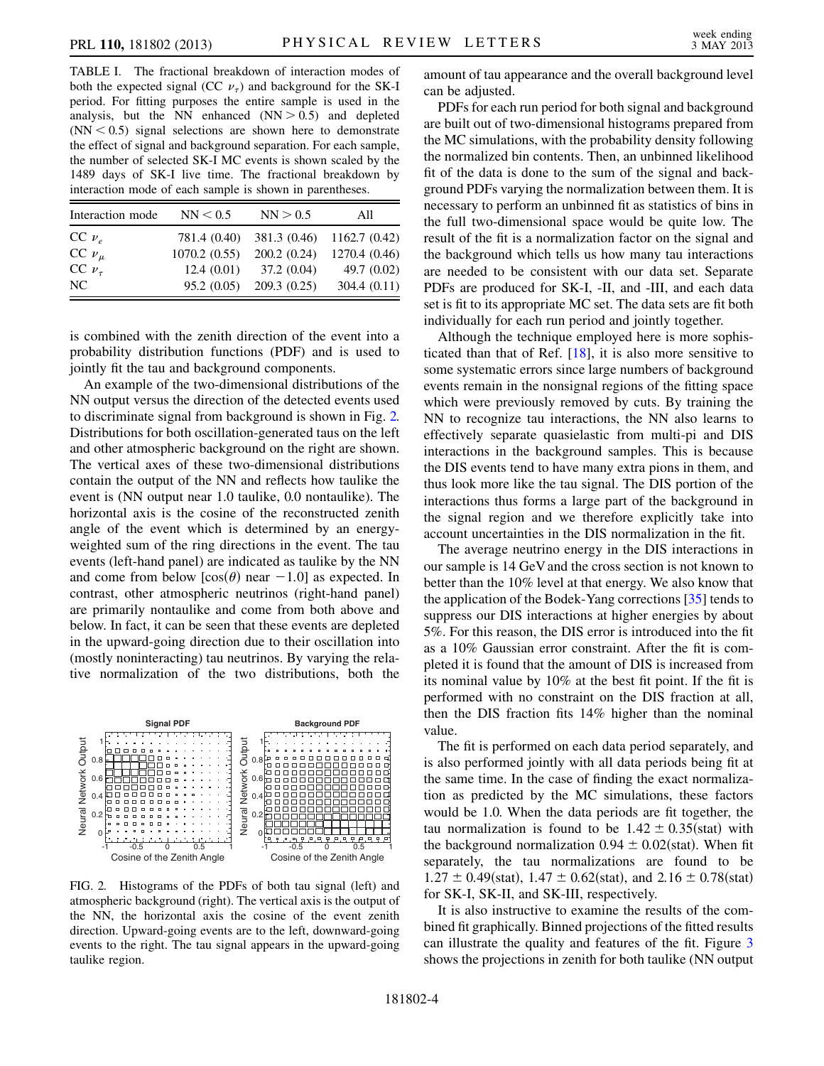TABLE I. The fractional breakdown of interaction modes of both the expected signal (CC $\nu_\tau$) and background for the SK-I period. For fitting purposes the entire sample is used in the analysis, but the NN enhanced (NN > 0.5) and depleted (NN < 0.5) signal selections are shown here to demonstrate the effect of signal and background separation. For each sample, the number of selected SK-I MC events is shown scaled by the 1489 days of SK-I live time. The fractional breakdown by interaction mode of each sample is shown in parentheses.

| Interaction mode | NN < 0.5 | NN > 0.5 | All |
|---|---|---|---|
| CC $\nu_e$ | 781.4 (0.40) | 381.3 (0.46) | 1162.7 (0.42) |
| CC $\nu_\mu$ | 1070.2 (0.55) | 200.2 (0.24) | 1270.4 (0.46) |
| CC $\nu_\tau$ | 12.4 (0.01) | 37.2 (0.04) | 49.7 (0.02) |
| NC | 95.2 (0.05) | 209.3 (0.25) | 304.4 (0.11) |

is combined with the zenith direction of the event into a probability distribution functions (PDF) and is used to jointly fit the tau and background components.

An example of the two-dimensional distributions of the NN output versus the direction of the detected events used to discriminate signal from background is shown in Fig. 2. Distributions for both oscillation-generated taus on the left and other atmospheric background on the right are shown. The vertical axes of these two-dimensional distributions contain the output of the NN and reflects how taulike the event is (NN output near 1.0 taulike, 0.0 nontaulike). The horizontal axis is the cosine of the reconstructed zenith angle of the event which is determined by an energy-weighted sum of the ring directions in the event. The tau events (left-hand panel) are indicated as taulike by the NN and come from below [$\cos(\theta)$ near $-1.0$] as expected. In contrast, other atmospheric neutrinos (right-hand panel) are primarily nontaulike and come from both above and below. In fact, it can be seen that these events are depleted in the upward-going direction due to their oscillation into (mostly noninteracting) tau neutrinos. By varying the relative normalization of the two distributions, both the amount of tau appearance and the overall background level can be adjusted.

FIG. 2. Histograms of the PDFs of both tau signal (left) and atmospheric background (right). The vertical axis is the output of the NN, the horizontal axis the cosine of the event zenith direction. Upward-going events are to the left, downward-going events to the right. The tau signal appears in the upward-going taulike region.

PDFs for each run period for both signal and background are built out of two-dimensional histograms prepared from the MC simulations, with the probability density following the normalized bin contents. Then, an unbinned likelihood fit of the data is done to the sum of the signal and background PDFs varying the normalization between them. It is necessary to perform an unbinned fit as statistics of bins in the full two-dimensional space would be quite low. The result of the fit is a normalization factor on the signal and the background which tells us how many tau interactions are needed to be consistent with our data set. Separate PDFs are produced for SK-I, -II, and -III, and each data set is fit to its appropriate MC set. The data sets are fit both individually for each run period and jointly together.

Although the technique employed here is more sophisticated than that of Ref. [18], it is also more sensitive to some systematic errors since large numbers of background events remain in the nonsignal regions of the fitting space which were previously removed by cuts. By training the NN to recognize tau interactions, the NN also learns to effectively separate quasielastic from multi-pi and DIS interactions in the background samples. This is because the DIS events tend to have many extra pions in them, and thus look more like the tau signal. The DIS portion of the interactions thus forms a large part of the background in the signal region and we therefore explicitly take into account uncertainties in the DIS normalization in the fit.

The average neutrino energy in the DIS interactions in our sample is 14 GeV and the cross section is not known to better than the 10% level at that energy. We also know that the application of the Bodek-Yang corrections [35] tends to suppress our DIS interactions at higher energies by about 5%. For this reason, the DIS error is introduced into the fit as a 10% Gaussian error constraint. After the fit is completed it is found that the amount of DIS is increased from its nominal value by 10% at the best fit point. If the fit is performed with no constraint on the DIS fraction at all, then the DIS fraction fits 14% higher than the nominal value.

The fit is performed on each data period separately, and is also performed jointly with all data periods being fit at the same time. In the case of finding the exact normalization as predicted by the MC simulations, these factors would be 1.0. When the data periods are fit together, the tau normalization is found to be $1.42 \pm 0.35$(stat) with the background normalization $0.94 \pm 0.02$(stat). When fit separately, the tau normalizations are found to be $1.27 \pm 0.49$(stat), $1.47 \pm 0.62$(stat), and $2.16 \pm 0.78$(stat) for SK-I, SK-II, and SK-III, respectively.

It is also instructive to examine the results of the combined fit graphically. Binned projections of the fitted results can illustrate the quality and features of the fit. Figure 3 shows the projections in zenith for both taulike (NN output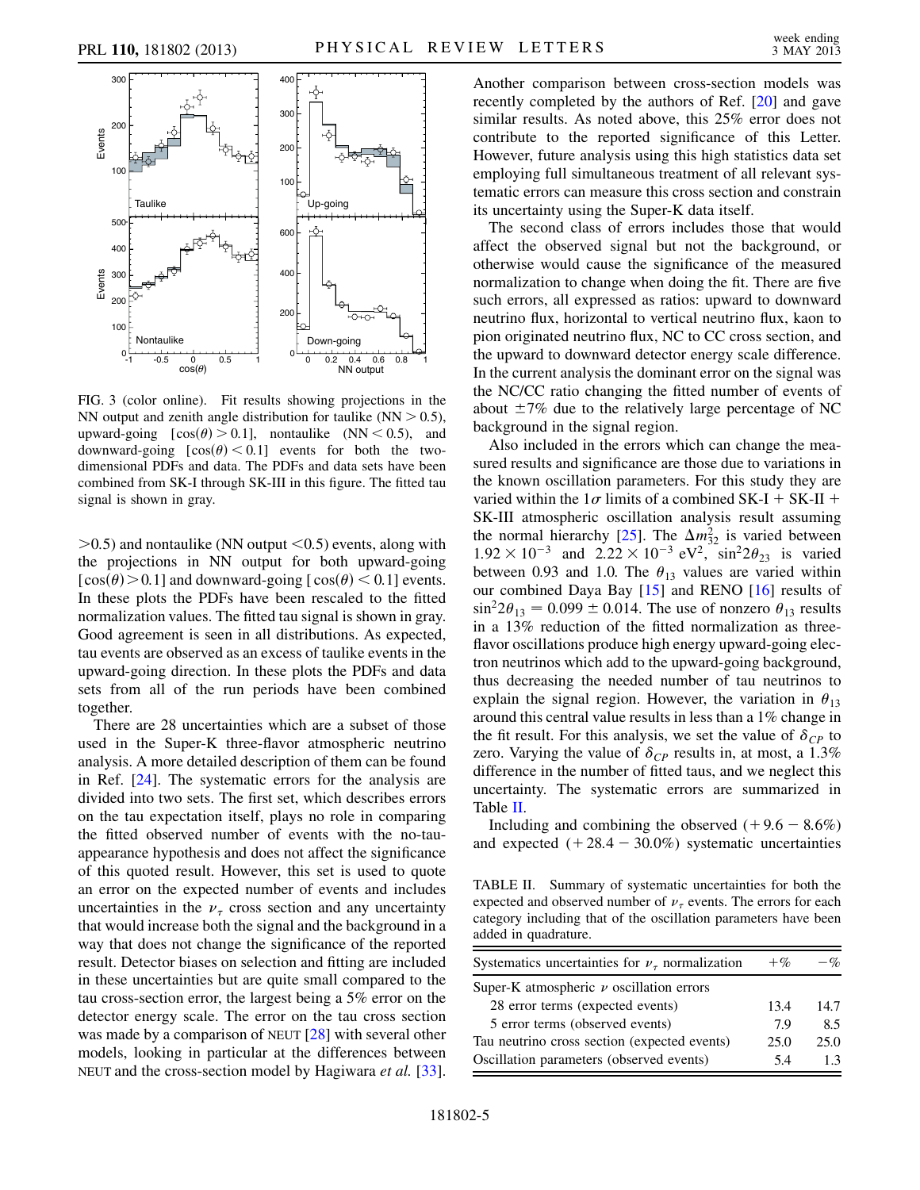FIG. 3 (color online). Fit results showing projections in the NN output and zenith angle distribution for taulike (NN $> 0.5$), upward-going $[\cos(\theta) > 0.1]$, nontaulike (NN $< 0.5$), and downward-going $[\cos(\theta) < 0.1]$ events for both the two-dimensional PDFs and data. The PDFs and data sets have been combined from SK-I through SK-III in this figure. The fitted tau signal is shown in gray.

$>0.5$) and nontaulike (NN output $<0.5$) events, along with the projections in NN output for both upward-going $[\cos(\theta) > 0.1]$ and downward-going $[\cos(\theta) < 0.1]$ events. In these plots the PDFs have been rescaled to the fitted normalization values. The fitted tau signal is shown in gray. Good agreement is seen in all distributions. As expected, tau events are observed as an excess of taulike events in the upward-going direction. In these plots the PDFs and data sets from all of the run periods have been combined together.

There are 28 uncertainties which are a subset of those used in the Super-K three-flavor atmospheric neutrino analysis. A more detailed description of them can be found in Ref. [24]. The systematic errors for the analysis are divided into two sets. The first set, which describes errors on the tau expectation itself, plays no role in comparing the fitted observed number of events with the no-tau-appearance hypothesis and does not affect the significance of this quoted result. However, this set is used to quote an error on the expected number of events and includes uncertainties in the $\nu_\tau$ cross section and any uncertainty that would increase both the signal and the background in a way that does not change the significance of the reported result. Detector biases on selection and fitting are included in these uncertainties but are quite small compared to the tau cross-section error, the largest being a 5% error on the detector energy scale. The error on the tau cross section was made by a comparison of NEUT [28] with several other models, looking in particular at the differences between NEUT and the cross-section model by Hagiwara *et al.* [33]. Another comparison between cross-section models was recently completed by the authors of Ref. [20] and gave similar results. As noted above, this 25% error does not contribute to the reported significance of this Letter. However, future analysis using this high statistics data set employing full simultaneous treatment of all relevant systematic errors can measure this cross section and constrain its uncertainty using the Super-K data itself.

The second class of errors includes those that would affect the observed signal but not the background, or otherwise would cause the significance of the measured normalization to change when doing the fit. There are five such errors, all expressed as ratios: upward to downward neutrino flux, horizontal to vertical neutrino flux, kaon to pion originated neutrino flux, NC to CC cross section, and the upward to downward detector energy scale difference. In the current analysis the dominant error on the signal was the NC/CC ratio changing the fitted number of events of about $\pm 7\%$ due to the relatively large percentage of NC background in the signal region.

Also included in the errors which can change the measured results and significance are those due to variations in the known oscillation parameters. For this study they are varied within the $1\sigma$ limits of a combined SK-I + SK-II + SK-III atmospheric oscillation analysis result assuming the normal hierarchy [25]. The $\Delta m^2_{32}$ is varied between $1.92 \times 10^{-3}$ and $2.22 \times 10^{-3}$ eV$^2$, $\sin^2 2\theta_{23}$ is varied between 0.93 and 1.0. The $\theta_{13}$ values are varied within our combined Daya Bay [15] and RENO [16] results of $\sin^2 2\theta_{13} = 0.099 \pm 0.014$. The use of nonzero $\theta_{13}$ results in a 13% reduction of the fitted normalization as three-flavor oscillations produce high energy upward-going electron neutrinos which add to the upward-going background, thus decreasing the needed number of tau neutrinos to explain the signal region. However, the variation in $\theta_{13}$ around this central value results in less than a 1% change in the fit result. For this analysis, we set the value of $\delta_{CP}$ to zero. Varying the value of $\delta_{CP}$ results in, at most, a 1.3% difference in the number of fitted taus, and we neglect this uncertainty. The systematic errors are summarized in Table II.

Including and combining the observed ($+9.6 - 8.6\%$) and expected ($+28.4 - 30.0\%$) systematic uncertainties

TABLE II. Summary of systematic uncertainties for both the expected and observed number of $\nu_\tau$ events. The errors for each category including that of the oscillation parameters have been added in quadrature.

| Systematics uncertainties for $\nu_\tau$ normalization | $+\%$ | $-\%$ |
|---|---|---|
| Super-K atmospheric $\nu$ oscillation errors | | |
| 28 error terms (expected events) | 13.4 | 14.7 |
| 5 error terms (observed events) | 7.9 | 8.5 |
| Tau neutrino cross section (expected events) | 25.0 | 25.0 |
| Oscillation parameters (observed events) | 5.4 | 1.3 |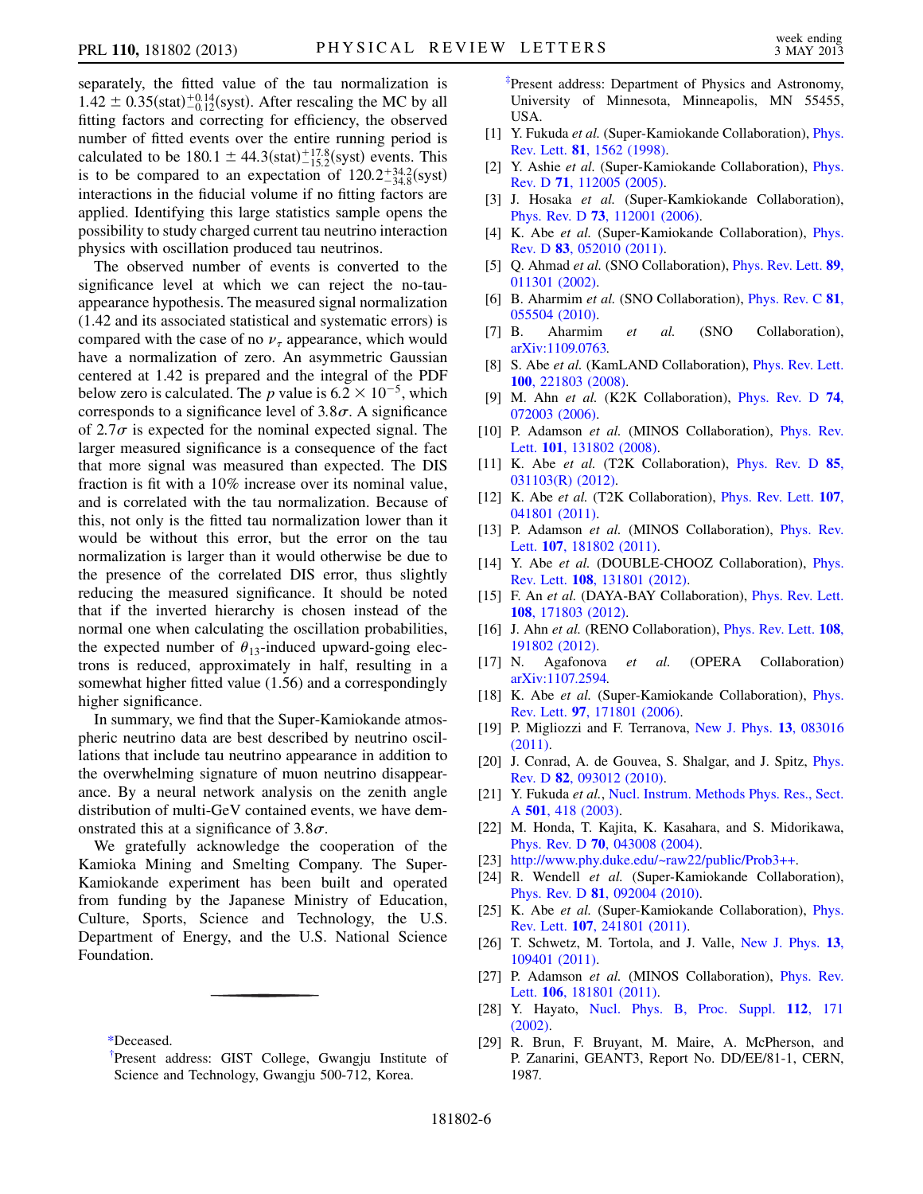separately, the fitted value of the tau normalization is $1.42 \pm 0.35(\text{stat})^{+0.14}_{-0.12}(\text{syst})$. After rescaling the MC by all fitting factors and correcting for efficiency, the observed number of fitted events over the entire running period is calculated to be $180.1 \pm 44.3(\text{stat})^{+17.8}_{-15.2}(\text{syst})$ events. This is to be compared to an expectation of $120.2^{+34.2}_{-34.8}(\text{syst})$ interactions in the fiducial volume if no fitting factors are applied. Identifying this large statistics sample opens the possibility to study charged current tau neutrino interaction physics with oscillation produced tau neutrinos.

The observed number of events is converted to the significance level at which we can reject the no-tau-appearance hypothesis. The measured signal normalization (1.42 and its associated statistical and systematic errors) is compared with the case of no $\nu_\tau$ appearance, which would have a normalization of zero. An asymmetric Gaussian centered at 1.42 is prepared and the integral of the PDF below zero is calculated. The $p$ value is $6.2 \times 10^{-5}$, which corresponds to a significance level of $3.8\sigma$. A significance of $2.7\sigma$ is expected for the nominal expected signal. The larger measured significance is a consequence of the fact that more signal was measured than expected. The DIS fraction is fit with a 10% increase over its nominal value, and is correlated with the tau normalization. Because of this, not only is the fitted tau normalization lower than it would be without this error, but the error on the tau normalization is larger than it would otherwise be due to the presence of the correlated DIS error, thus slightly reducing the measured significance. It should be noted that if the inverted hierarchy is chosen instead of the normal one when calculating the oscillation probabilities, the expected number of $\theta_{13}$-induced upward-going electrons is reduced, approximately in half, resulting in a somewhat higher fitted value (1.56) and a correspondingly higher significance.

In summary, we find that the Super-Kamiokande atmospheric neutrino data are best described by neutrino oscillations that include tau neutrino appearance in addition to the overwhelming signature of muon neutrino disappearance. By a neural network analysis on the zenith angle distribution of multi-GeV contained events, we have demonstrated this at a significance of $3.8\sigma$.

We gratefully acknowledge the cooperation of the Kamioka Mining and Smelting Company. The Super-Kamiokande experiment has been built and operated from funding by the Japanese Ministry of Education, Culture, Sports, Science and Technology, the U.S. Department of Energy, and the U.S. National Science Foundation.

---

*Deceased.

†Present address: GIST College, Gwangju Institute of Science and Technology, Gwangju 500-712, Korea.

‡Present address: Department of Physics and Astronomy, University of Minnesota, Minneapolis, MN 55455, USA.

[1] Y. Fukuda *et al.* (Super-Kamiokande Collaboration), Phys. Rev. Lett. **81**, 1562 (1998).

[2] Y. Ashie *et al.* (Super-Kamiokande Collaboration), Phys. Rev. D **71**, 112005 (2005).

[3] J. Hosaka *et al.* (Super-Kamkiokande Collaboration), Phys. Rev. D **73**, 112001 (2006).

[4] K. Abe *et al.* (Super-Kamiokande Collaboration), Phys. Rev. D **83**, 052010 (2011).

[5] Q. Ahmad *et al.* (SNO Collaboration), Phys. Rev. Lett. **89**, 011301 (2002).

[6] B. Aharmim *et al.* (SNO Collaboration), Phys. Rev. C **81**, 055504 (2010).

[7] B. Aharmim *et al.* (SNO Collaboration), arXiv:1109.0763.

[8] S. Abe *et al.* (KamLAND Collaboration), Phys. Rev. Lett. **100**, 221803 (2008).

[9] M. Ahn *et al.* (K2K Collaboration), Phys. Rev. D **74**, 072003 (2006).

[10] P. Adamson *et al.* (MINOS Collaboration), Phys. Rev. Lett. **101**, 131802 (2008).

[11] K. Abe *et al.* (T2K Collaboration), Phys. Rev. D **85**, 031103(R) (2012).

[12] K. Abe *et al.* (T2K Collaboration), Phys. Rev. Lett. **107**, 041801 (2011).

[13] P. Adamson *et al.* (MINOS Collaboration), Phys. Rev. Lett. **107**, 181802 (2011).

[14] Y. Abe *et al.* (DOUBLE-CHOOZ Collaboration), Phys. Rev. Lett. **108**, 131801 (2012).

[15] F. An *et al.* (DAYA-BAY Collaboration), Phys. Rev. Lett. **108**, 171803 (2012).

[16] J. Ahn *et al.* (RENO Collaboration), Phys. Rev. Lett. **108**, 191802 (2012).

[17] N. Agafonova *et al.* (OPERA Collaboration) arXiv:1107.2594.

[18] K. Abe *et al.* (Super-Kamiokande Collaboration), Phys. Rev. Lett. **97**, 171801 (2006).

[19] P. Migliozzi and F. Terranova, New J. Phys. **13**, 083016 (2011).

[20] J. Conrad, A. de Gouvea, S. Shalgar, and J. Spitz, Phys. Rev. D **82**, 093012 (2010).

[21] Y. Fukuda *et al.*, Nucl. Instrum. Methods Phys. Res., Sect. A **501**, 418 (2003).

[22] M. Honda, T. Kajita, K. Kasahara, and S. Midorikawa, Phys. Rev. D **70**, 043008 (2004).

[23] http://www.phy.duke.edu/~raw22/public/Prob3++.

[24] R. Wendell *et al.* (Super-Kamiokande Collaboration), Phys. Rev. D **81**, 092004 (2010).

[25] K. Abe *et al.* (Super-Kamiokande Collaboration), Phys. Rev. Lett. **107**, 241801 (2011).

[26] T. Schwetz, M. Tortola, and J. Valle, New J. Phys. **13**, 109401 (2011).

[27] P. Adamson *et al.* (MINOS Collaboration), Phys. Rev. Lett. **106**, 181801 (2011).

[28] Y. Hayato, Nucl. Phys. B, Proc. Suppl. **112**, 171 (2002).

[29] R. Brun, F. Bruyant, M. Maire, A. McPherson, and P. Zanarini, GEANT3, Report No. DD/EE/81-1, CERN, 1987.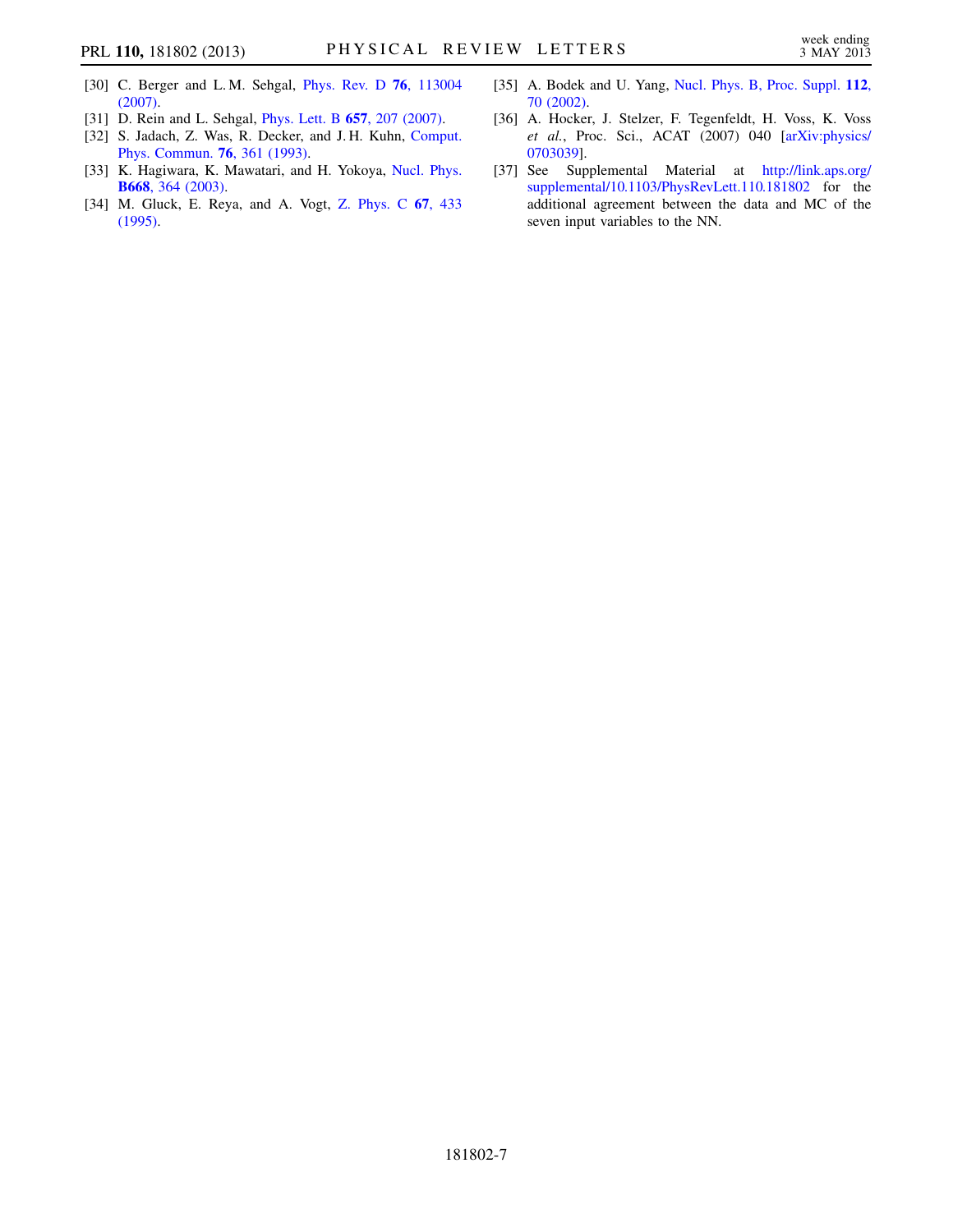[30] C. Berger and L. M. Sehgal, Phys. Rev. D **76**, 113004 (2007).

[31] D. Rein and L. Sehgal, Phys. Lett. B **657**, 207 (2007).

[32] S. Jadach, Z. Was, R. Decker, and J. H. Kuhn, Comput. Phys. Commun. **76**, 361 (1993).

[33] K. Hagiwara, K. Mawatari, and H. Yokoya, Nucl. Phys. **B668**, 364 (2003).

[34] M. Gluck, E. Reya, and A. Vogt, Z. Phys. C **67**, 433 (1995).

[35] A. Bodek and U. Yang, Nucl. Phys. B, Proc. Suppl. **112**, 70 (2002).

[36] A. Hocker, J. Stelzer, F. Tegenfeldt, H. Voss, K. Voss *et al.*, Proc. Sci., ACAT (2007) 040 [arXiv:physics/0703039].

[37] See Supplemental Material at http://link.aps.org/supplemental/10.1103/PhysRevLett.110.181802 for the additional agreement between the data and MC of the seven input variables to the NN.